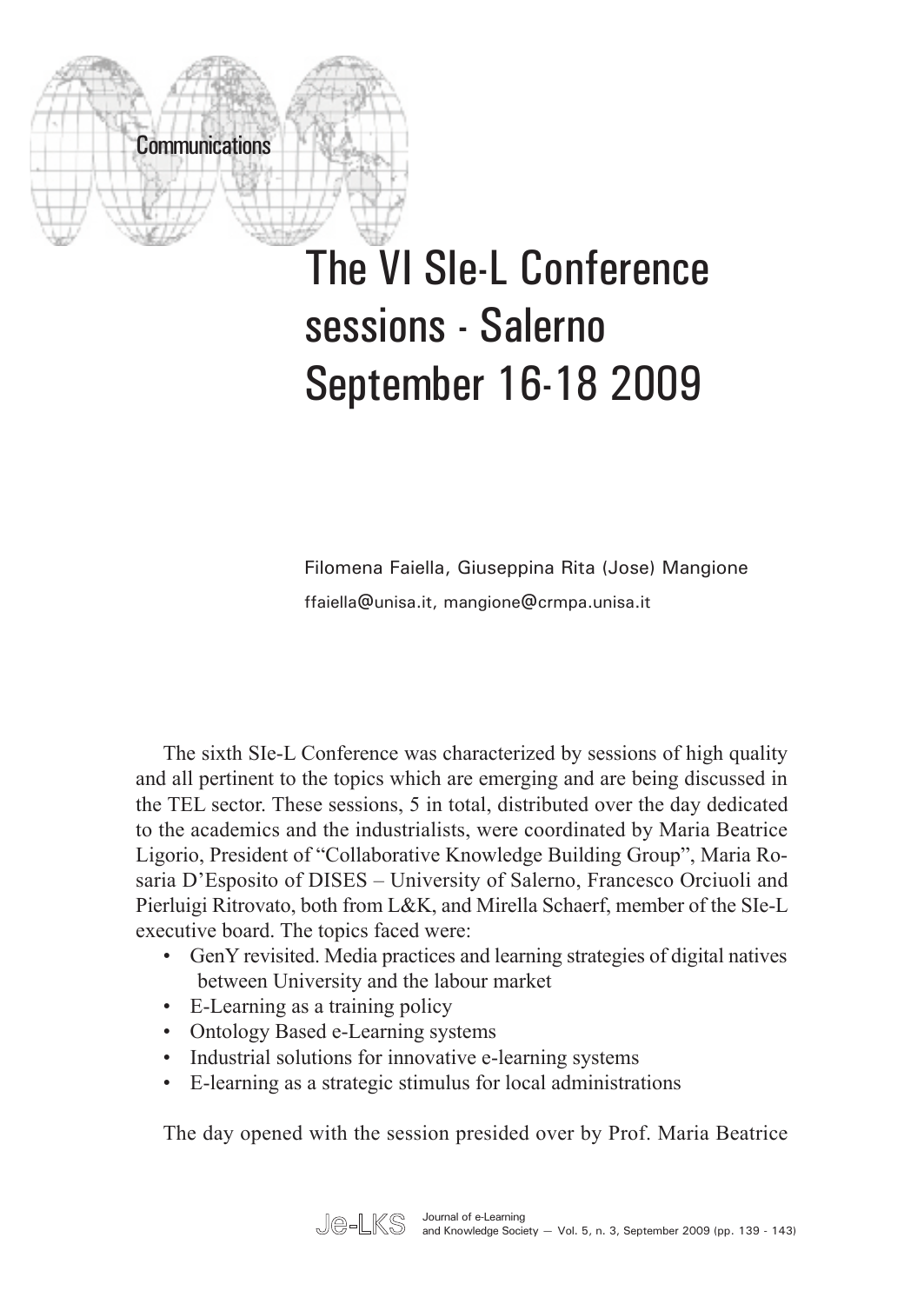Communications

# The VI SIe-L Conference sessions - Salerno September 16-18 2009

Filomena Faiella, Giuseppina Rita (Jose) Mangione

ffaiella@unisa.it, mangione@crmpa.unisa.it

The sixth SIe-L Conference was characterized by sessions of high quality and all pertinent to the topics which are emerging and are being discussed in the TEL sector. These sessions, 5 in total, distributed over the day dedicated to the academics and the industrialists, were coordinated by Maria Beatrice Ligorio, President of "Collaborative Knowledge Building Group", Maria Rosaria D'Esposito of DISES – University of Salerno, Francesco Orciuoli and Pierluigi Ritrovato, both from L&K, and Mirella Schaerf, member of the SIe-L executive board. The topics faced were:

- GenY revisited. Media practices and learning strategies of digital natives between University and the labour market
- E-Learning as a training policy
- Ontology Based e-Learning systems
- Industrial solutions for innovative e-learning systems
- E-learning as a strategic stimulus for local administrations

The day opened with the session presided over by Prof. Maria Beatrice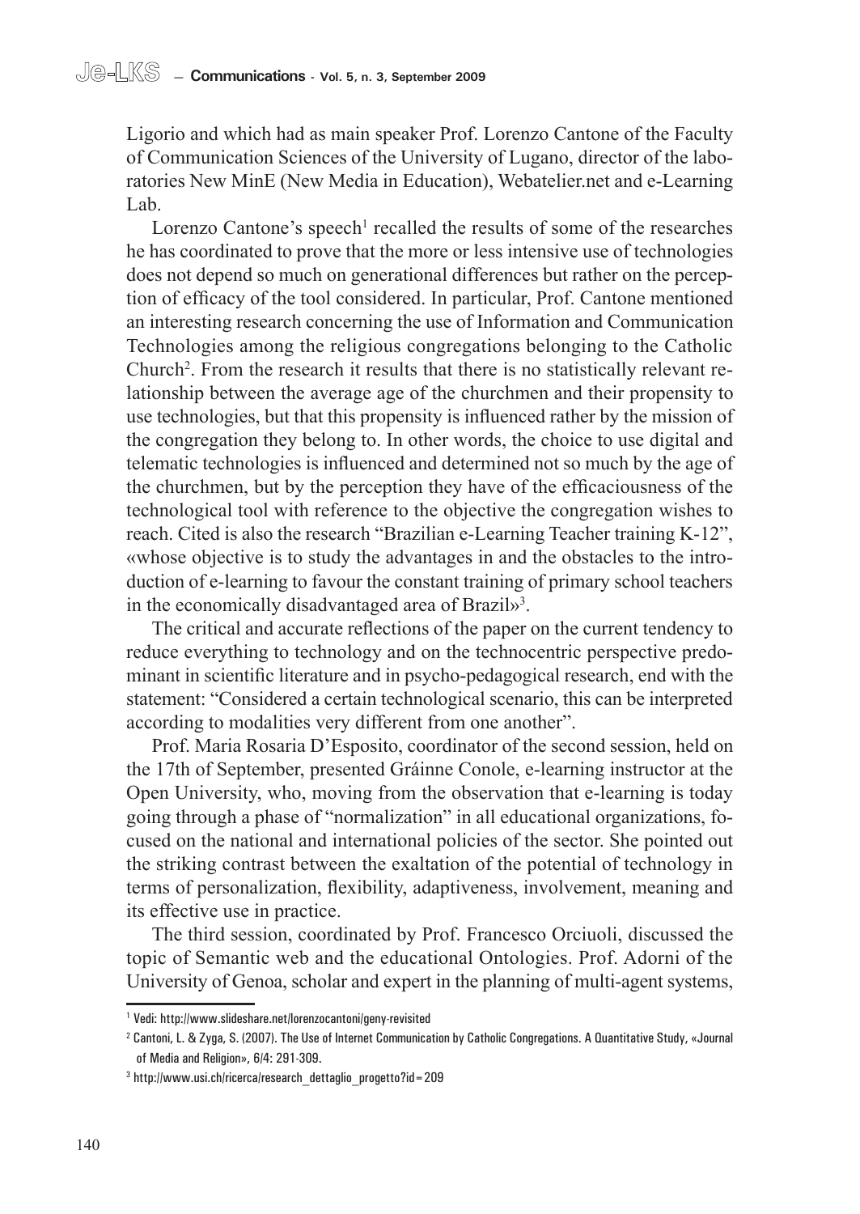Ligorio and which had as main speaker Prof. Lorenzo Cantone of the Faculty of Communication Sciences of the University of Lugano, director of the laboratories New MinE (New Media in Education), Webatelier.net and e-Learning Lab.

Lorenzo Cantone's speech[1] recalled the results of some of the researches he has coordinated to prove that the more or less intensive use of technologies does not depend so much on generational differences but rather on the perception of efficacy of the tool considered. In particular, Prof. Cantone mentioned an interesting research concerning the use of Information and Communication Technologies among the religious congregations belonging to the Catholic Church[2]. From the research it results that there is no statistically relevant relationship between the average age of the churchmen and their propensity to use technologies, but that this propensity is influenced rather by the mission of the congregation they belong to. In other words, the choice to use digital and telematic technologies is influenced and determined not so much by the age of the churchmen, but by the perception they have of the efficaciousness of the technological tool with reference to the objective the congregation wishes to reach. Cited is also the research "Brazilian e-Learning Teacher training K-12", «whose objective is to study the advantages in and the obstacles to the introduction of e-learning to favour the constant training of primary school teachers in the economically disadvantaged area of Brazil»[3].

The critical and accurate reflections of the paper on the current tendency to reduce everything to technology and on the technocentric perspective predominant in scientific literature and in psycho-pedagogical research, end with the statement: "Considered a certain technological scenario, this can be interpreted according to modalities very different from one another".

Prof. Maria Rosaria D'Esposito, coordinator of the second session, held on the 17th of September, presented Gráinne Conole, e-learning instructor at the Open University, who, moving from the observation that e-learning is today going through a phase of "normalization" in all educational organizations, focused on the national and international policies of the sector. She pointed out the striking contrast between the exaltation of the potential of technology in terms of personalization, flexibility, adaptiveness, involvement, meaning and its effective use in practice.

The third session, coordinated by Prof. Francesco Orciuoli, discussed the topic of Semantic web and the educational Ontologies. Prof. Adorni of the University of Genoa, scholar and expert in the planning of multi-agent systems,

---

[1] Vedi: http://www.slideshare.net/lorenzocantoni/geny-revisited

[2] Cantoni, L. & Zyga, S. (2007). The Use of Internet Communication by Catholic Congregations. A Quantitative Study, «Journal of Media and Religion», 6/4: 291-309.

[3] http://www.usi.ch/ricerca/research_dettaglio_progetto?id=209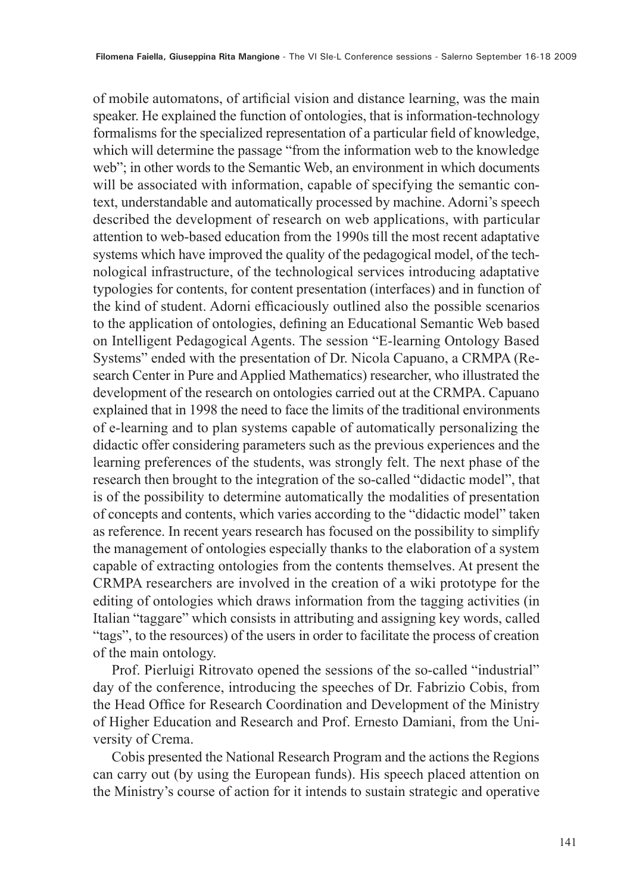of mobile automatons, of artificial vision and distance learning, was the main speaker. He explained the function of ontologies, that is information-technology formalisms for the specialized representation of a particular field of knowledge, which will determine the passage "from the information web to the knowledge web"; in other words to the Semantic Web, an environment in which documents will be associated with information, capable of specifying the semantic context, understandable and automatically processed by machine. Adorni's speech described the development of research on web applications, with particular attention to web-based education from the 1990s till the most recent adaptative systems which have improved the quality of the pedagogical model, of the technological infrastructure, of the technological services introducing adaptative typologies for contents, for content presentation (interfaces) and in function of the kind of student. Adorni efficaciously outlined also the possible scenarios to the application of ontologies, defining an Educational Semantic Web based on Intelligent Pedagogical Agents. The session "E-learning Ontology Based Systems" ended with the presentation of Dr. Nicola Capuano, a CRMPA (Research Center in Pure and Applied Mathematics) researcher, who illustrated the development of the research on ontologies carried out at the CRMPA. Capuano explained that in 1998 the need to face the limits of the traditional environments of e-learning and to plan systems capable of automatically personalizing the didactic offer considering parameters such as the previous experiences and the learning preferences of the students, was strongly felt. The next phase of the research then brought to the integration of the so-called "didactic model", that is of the possibility to determine automatically the modalities of presentation of concepts and contents, which varies according to the "didactic model" taken as reference. In recent years research has focused on the possibility to simplify the management of ontologies especially thanks to the elaboration of a system capable of extracting ontologies from the contents themselves. At present the CRMPA researchers are involved in the creation of a wiki prototype for the editing of ontologies which draws information from the tagging activities (in Italian "taggare" which consists in attributing and assigning key words, called "tags", to the resources) of the users in order to facilitate the process of creation of the main ontology.

Prof. Pierluigi Ritrovato opened the sessions of the so-called "industrial" day of the conference, introducing the speeches of Dr. Fabrizio Cobis, from the Head Office for Research Coordination and Development of the Ministry of Higher Education and Research and Prof. Ernesto Damiani, from the University of Crema.

Cobis presented the National Research Program and the actions the Regions can carry out (by using the European funds). His speech placed attention on the Ministry's course of action for it intends to sustain strategic and operative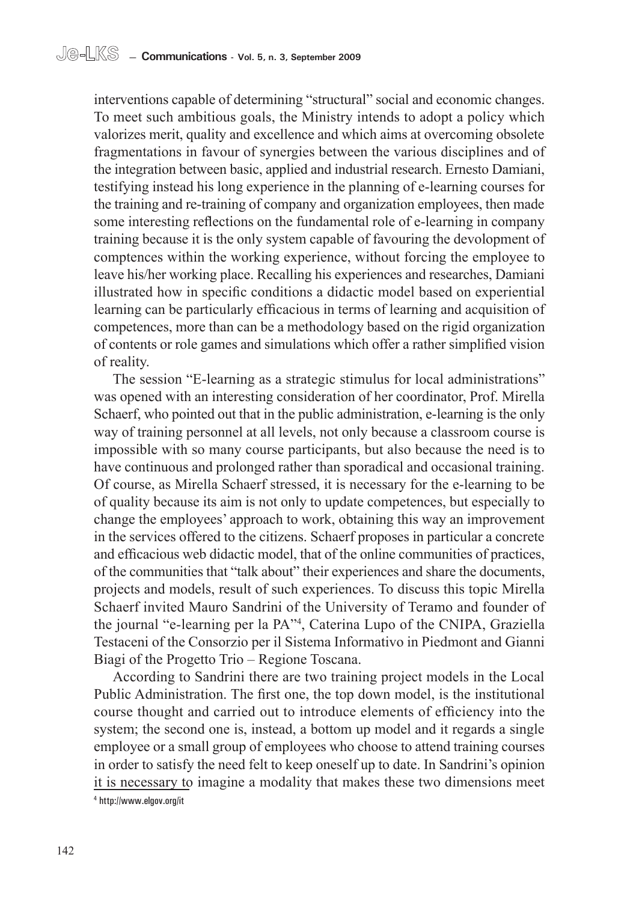interventions capable of determining "structural" social and economic changes. To meet such ambitious goals, the Ministry intends to adopt a policy which valorizes merit, quality and excellence and which aims at overcoming obsolete fragmentations in favour of synergies between the various disciplines and of the integration between basic, applied and industrial research. Ernesto Damiani, testifying instead his long experience in the planning of e-learning courses for the training and re-training of company and organization employees, then made some interesting reflections on the fundamental role of e-learning in company training because it is the only system capable of favouring the devolopment of comptences within the working experience, without forcing the employee to leave his/her working place. Recalling his experiences and researches, Damiani illustrated how in specific conditions a didactic model based on experiential learning can be particularly efficacious in terms of learning and acquisition of competences, more than can be a methodology based on the rigid organization of contents or role games and simulations which offer a rather simplified vision of reality.

The session "E-learning as a strategic stimulus for local administrations" was opened with an interesting consideration of her coordinator, Prof. Mirella Schaerf, who pointed out that in the public administration, e-learning is the only way of training personnel at all levels, not only because a classroom course is impossible with so many course participants, but also because the need is to have continuous and prolonged rather than sporadical and occasional training. Of course, as Mirella Schaerf stressed, it is necessary for the e-learning to be of quality because its aim is not only to update competences, but especially to change the employees' approach to work, obtaining this way an improvement in the services offered to the citizens. Schaerf proposes in particular a concrete and efficacious web didactic model, that of the online communities of practices, of the communities that "talk about" their experiences and share the documents, projects and models, result of such experiences. To discuss this topic Mirella Schaerf invited Mauro Sandrini of the University of Teramo and founder of the journal "e-learning per la PA"[4], Caterina Lupo of the CNIPA, Graziella Testaceni of the Consorzio per il Sistema Informativo in Piedmont and Gianni Biagi of the Progetto Trio – Regione Toscana.

According to Sandrini there are two training project models in the Local Public Administration. The first one, the top down model, is the institutional course thought and carried out to introduce elements of efficiency into the system; the second one is, instead, a bottom up model and it regards a single employee or a small group of employees who choose to attend training courses in order to satisfy the need felt to keep oneself up to date. In Sandrini's opinion it is necessary to imagine a modality that makes these two dimensions meet

[4] http://www.elgov.org/it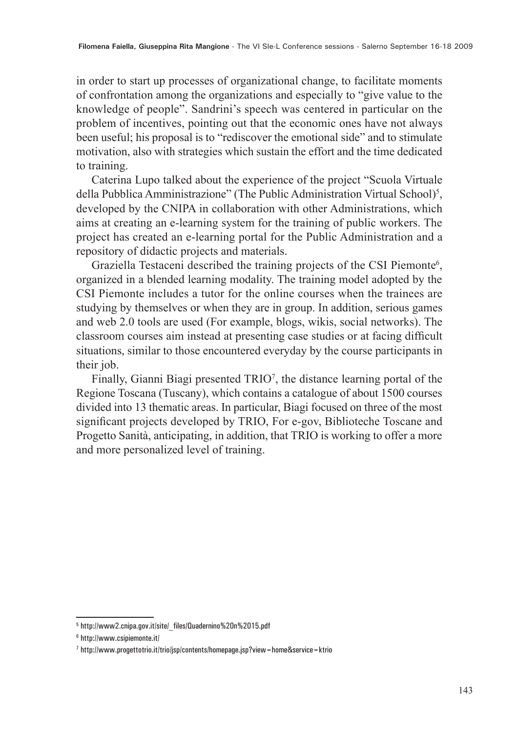in order to start up processes of organizational change, to facilitate moments of confrontation among the organizations and especially to "give value to the knowledge of people". Sandrini's speech was centered in particular on the problem of incentives, pointing out that the economic ones have not always been useful; his proposal is to "rediscover the emotional side" and to stimulate motivation, also with strategies which sustain the effort and the time dedicated to training.

Caterina Lupo talked about the experience of the project "Scuola Virtuale della Pubblica Amministrazione" (The Public Administration Virtual School)[5], developed by the CNIPA in collaboration with other Administrations, which aims at creating an e-learning system for the training of public workers. The project has created an e-learning portal for the Public Administration and a repository of didactic projects and materials.

Graziella Testaceni described the training projects of the CSI Piemonte[6], organized in a blended learning modality. The training model adopted by the CSI Piemonte includes a tutor for the online courses when the trainees are studying by themselves or when they are in group. In addition, serious games and web 2.0 tools are used (For example, blogs, wikis, social networks). The classroom courses aim instead at presenting case studies or at facing difficult situations, similar to those encountered everyday by the course participants in their job.

Finally, Gianni Biagi presented TRIO[7], the distance learning portal of the Regione Toscana (Tuscany), which contains a catalogue of about 1500 courses divided into 13 thematic areas. In particular, Biagi focused on three of the most significant projects developed by TRIO, For e-gov, Biblioteche Toscane and Progetto Sanità, anticipating, in addition, that TRIO is working to offer a more and more personalized level of training.

---

[5] http://www2.cnipa.gov.it/site/_files/Quadernino%20n%2015.pdf

[6] http://www.csipiemonte.it/

[7] http://www.progettotrio.it/trio/jsp/contents/homepage.jsp?view=home&service=ktrio